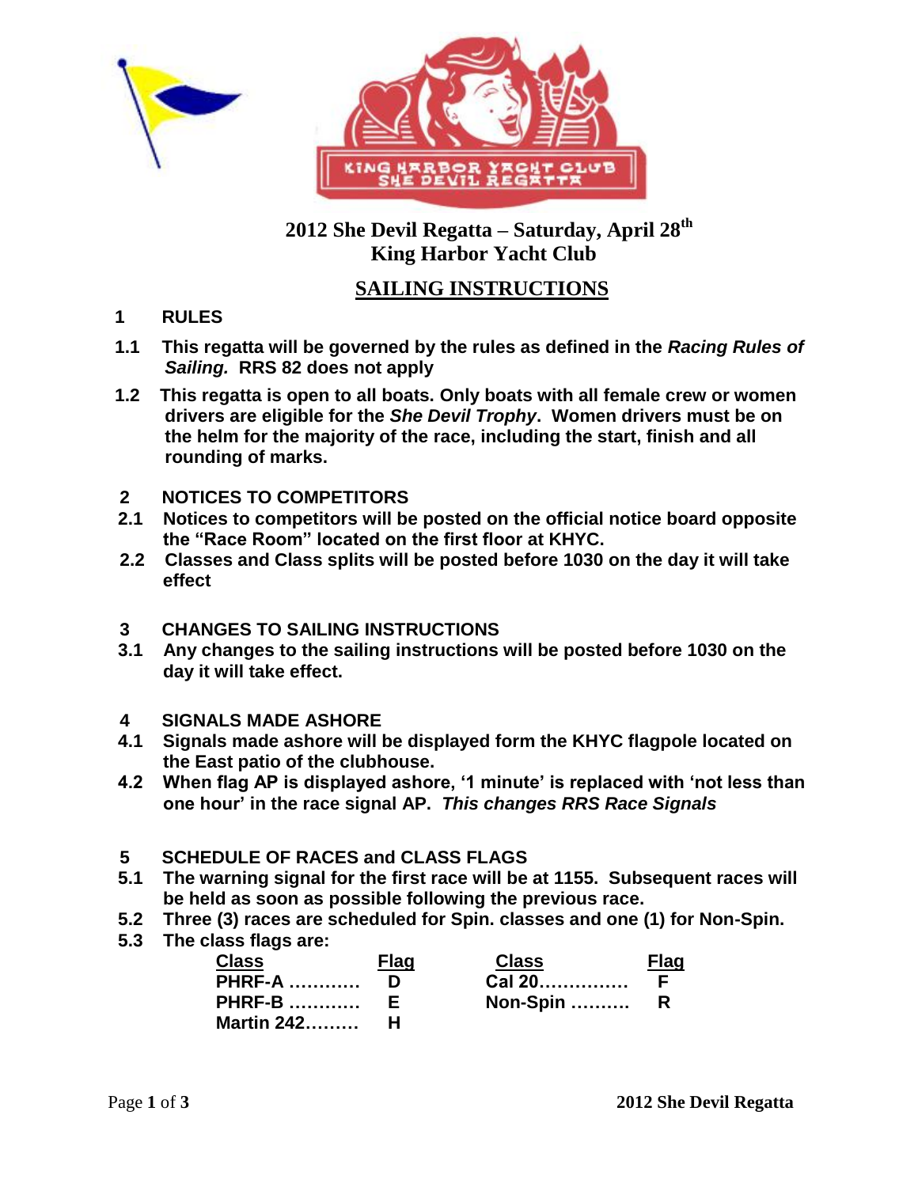# 2012 She Devil Regatta – Saturday, April 28th King Harbor Yacht Club

## SAILING INSTRUCTIONS

**1 RULES**

**1.1** This regatta will be governed by the rules as defined in the ***Racing Rules of Sailing.*** RRS 82 does not apply

**1.2** This regatta is open to all boats. Only boats with all female crew or women drivers are eligible for the ***She Devil Trophy***. Women drivers must be on the helm for the majority of the race, including the start, finish and all rounding of marks.

**2 NOTICES TO COMPETITORS**

**2.1** Notices to competitors will be posted on the official notice board opposite the "Race Room" located on the first floor at KHYC.

**2.2** Classes and Class splits will be posted before 1030 on the day it will take effect

**3 CHANGES TO SAILING INSTRUCTIONS**

**3.1** Any changes to the sailing instructions will be posted before 1030 on the day it will take effect.

**4 SIGNALS MADE ASHORE**

**4.1** Signals made ashore will be displayed form the KHYC flagpole located on the East patio of the clubhouse.

**4.2** When flag AP is displayed ashore, '1 minute' is replaced with 'not less than one hour' in the race signal AP. ***This changes RRS Race Signals***

**5 SCHEDULE OF RACES and CLASS FLAGS**

**5.1** The warning signal for the first race will be at 1155. Subsequent races will be held as soon as possible following the previous race.

**5.2** Three (3) races are scheduled for Spin. classes and one (1) for Non-Spin.

**5.3** The class flags are:

| Class | Flag | Class | Flag |
|---|---|---|---|
| PHRF-A ………… | D | Cal 20…………… | F |
| PHRF-B ………… | E | Non-Spin ………. | R |
| Martin 242……… | H | | |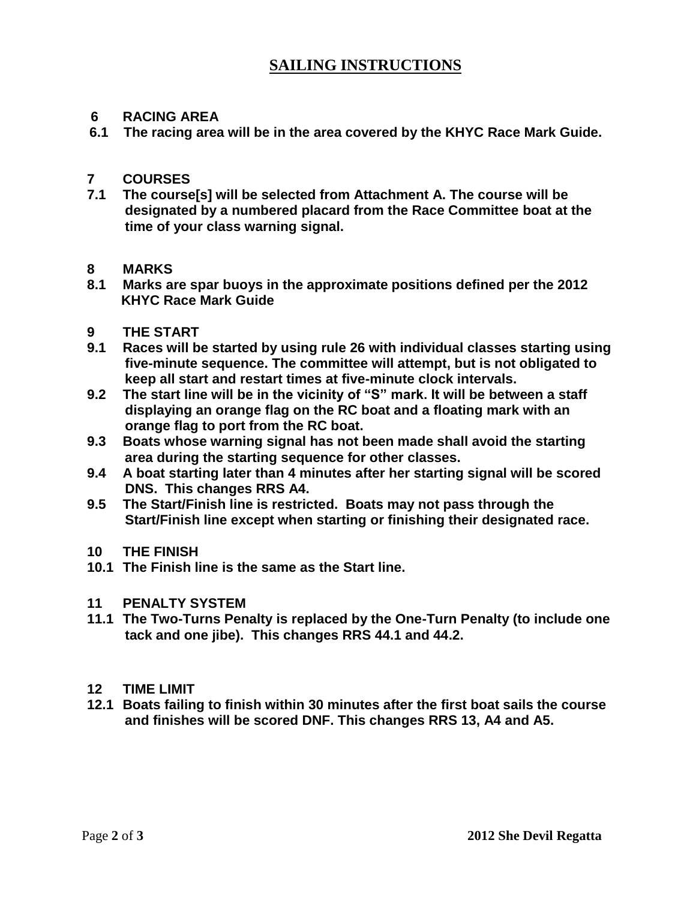## SAILING INSTRUCTIONS

**6 RACING AREA**

**6.1 The racing area will be in the area covered by the KHYC Race Mark Guide.**

**7 COURSES**

**7.1 The course[s] will be selected from Attachment A. The course will be designated by a numbered placard from the Race Committee boat at the time of your class warning signal.**

**8 MARKS**

**8.1 Marks are spar buoys in the approximate positions defined per the 2012 KHYC Race Mark Guide**

**9 THE START**

**9.1 Races will be started by using rule 26 with individual classes starting using five-minute sequence. The committee will attempt, but is not obligated to keep all start and restart times at five-minute clock intervals.**

**9.2 The start line will be in the vicinity of "S" mark. It will be between a staff displaying an orange flag on the RC boat and a floating mark with an orange flag to port from the RC boat.**

**9.3 Boats whose warning signal has not been made shall avoid the starting area during the starting sequence for other classes.**

**9.4 A boat starting later than 4 minutes after her starting signal will be scored DNS. This changes RRS A4.**

**9.5 The Start/Finish line is restricted. Boats may not pass through the Start/Finish line except when starting or finishing their designated race.**

**10 THE FINISH**

**10.1 The Finish line is the same as the Start line.**

**11 PENALTY SYSTEM**

**11.1 The Two-Turns Penalty is replaced by the One-Turn Penalty (to include one tack and one jibe). This changes RRS 44.1 and 44.2.**

**12 TIME LIMIT**

**12.1 Boats failing to finish within 30 minutes after the first boat sails the course and finishes will be scored DNF. This changes RRS 13, A4 and A5.**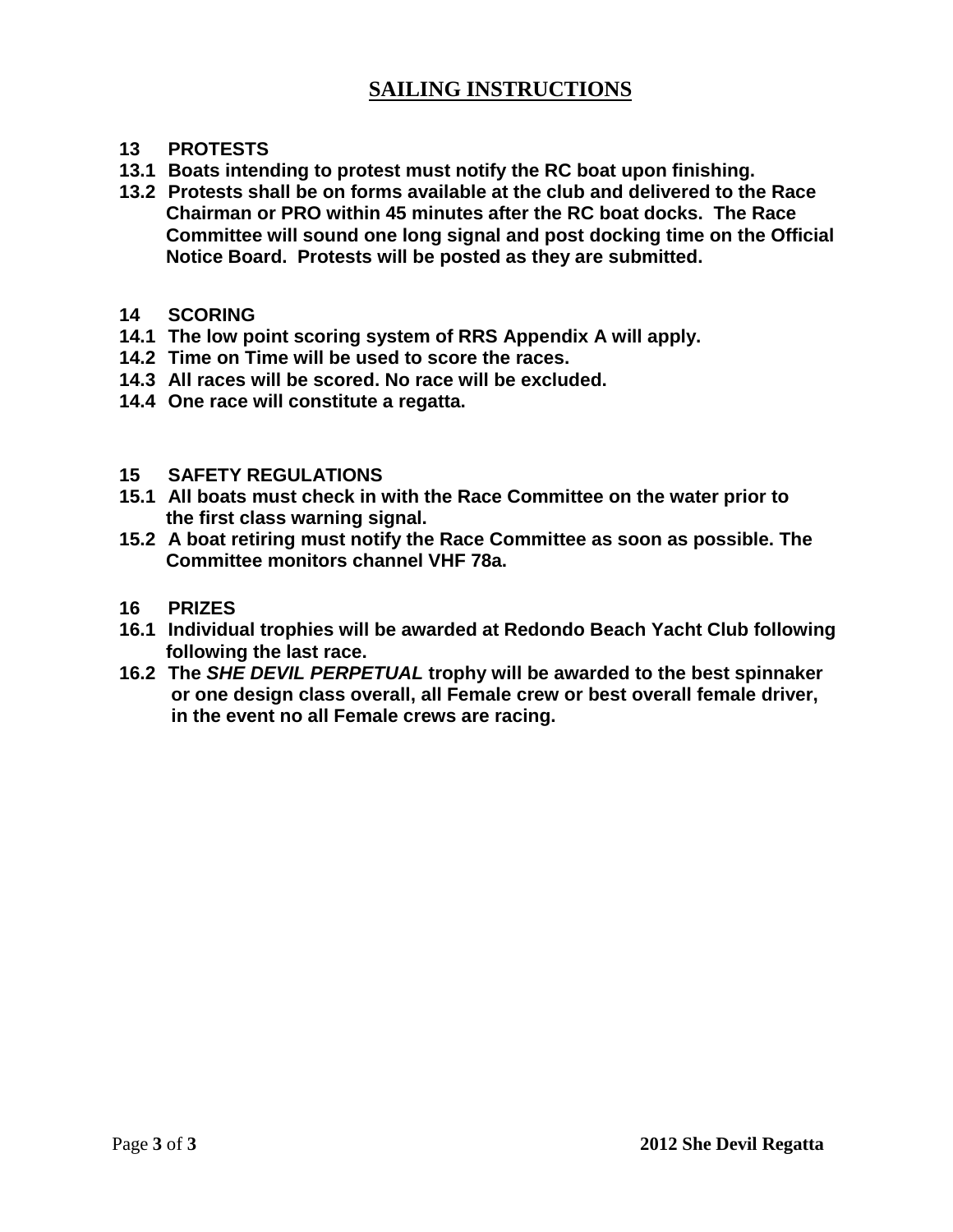# SAILING INSTRUCTIONS

**13 PROTESTS**

**13.1 Boats intending to protest must notify the RC boat upon finishing.**

**13.2 Protests shall be on forms available at the club and delivered to the Race Chairman or PRO within 45 minutes after the RC boat docks. The Race Committee will sound one long signal and post docking time on the Official Notice Board. Protests will be posted as they are submitted.**

**14 SCORING**

**14.1 The low point scoring system of RRS Appendix A will apply.**

**14.2 Time on Time will be used to score the races.**

**14.3 All races will be scored. No race will be excluded.**

**14.4 One race will constitute a regatta.**

**15 SAFETY REGULATIONS**

**15.1 All boats must check in with the Race Committee on the water prior to the first class warning signal.**

**15.2 A boat retiring must notify the Race Committee as soon as possible. The Committee monitors channel VHF 78a.**

**16 PRIZES**

**16.1 Individual trophies will be awarded at Redondo Beach Yacht Club following following the last race.**

**16.2 The *SHE DEVIL PERPETUAL* trophy will be awarded to the best spinnaker or one design class overall, all Female crew or best overall female driver, in the event no all Female crews are racing.**